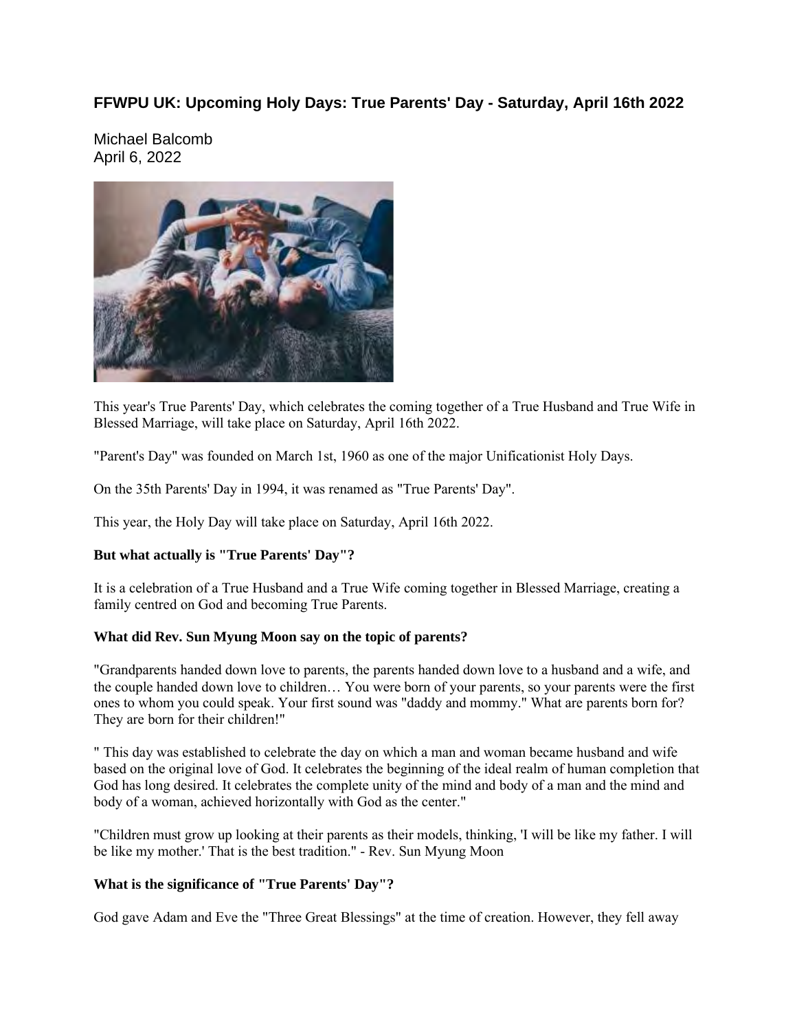# FFWPU UK: Upcoming Holy Days: True Parents' Day - Saturday, April 16th 2022

Michael Balcomb
April 6, 2022

This year's True Parents' Day, which celebrates the coming together of a True Husband and True Wife in Blessed Marriage, will take place on Saturday, April 16th 2022.

"Parent's Day" was founded on March 1st, 1960 as one of the major Unificationist Holy Days.

On the 35th Parents' Day in 1994, it was renamed as "True Parents' Day".

This year, the Holy Day will take place on Saturday, April 16th 2022.

**But what actually is "True Parents' Day"?**

It is a celebration of a True Husband and a True Wife coming together in Blessed Marriage, creating a family centred on God and becoming True Parents.

**What did Rev. Sun Myung Moon say on the topic of parents?**

"Grandparents handed down love to parents, the parents handed down love to a husband and a wife, and the couple handed down love to children… You were born of your parents, so your parents were the first ones to whom you could speak. Your first sound was "daddy and mommy." What are parents born for? They are born for their children!"

" This day was established to celebrate the day on which a man and woman became husband and wife based on the original love of God. It celebrates the beginning of the ideal realm of human completion that God has long desired. It celebrates the complete unity of the mind and body of a man and the mind and body of a woman, achieved horizontally with God as the center."

"Children must grow up looking at their parents as their models, thinking, 'I will be like my father. I will be like my mother.' That is the best tradition." - Rev. Sun Myung Moon

**What is the significance of "True Parents' Day"?**

God gave Adam and Eve the "Three Great Blessings" at the time of creation. However, they fell away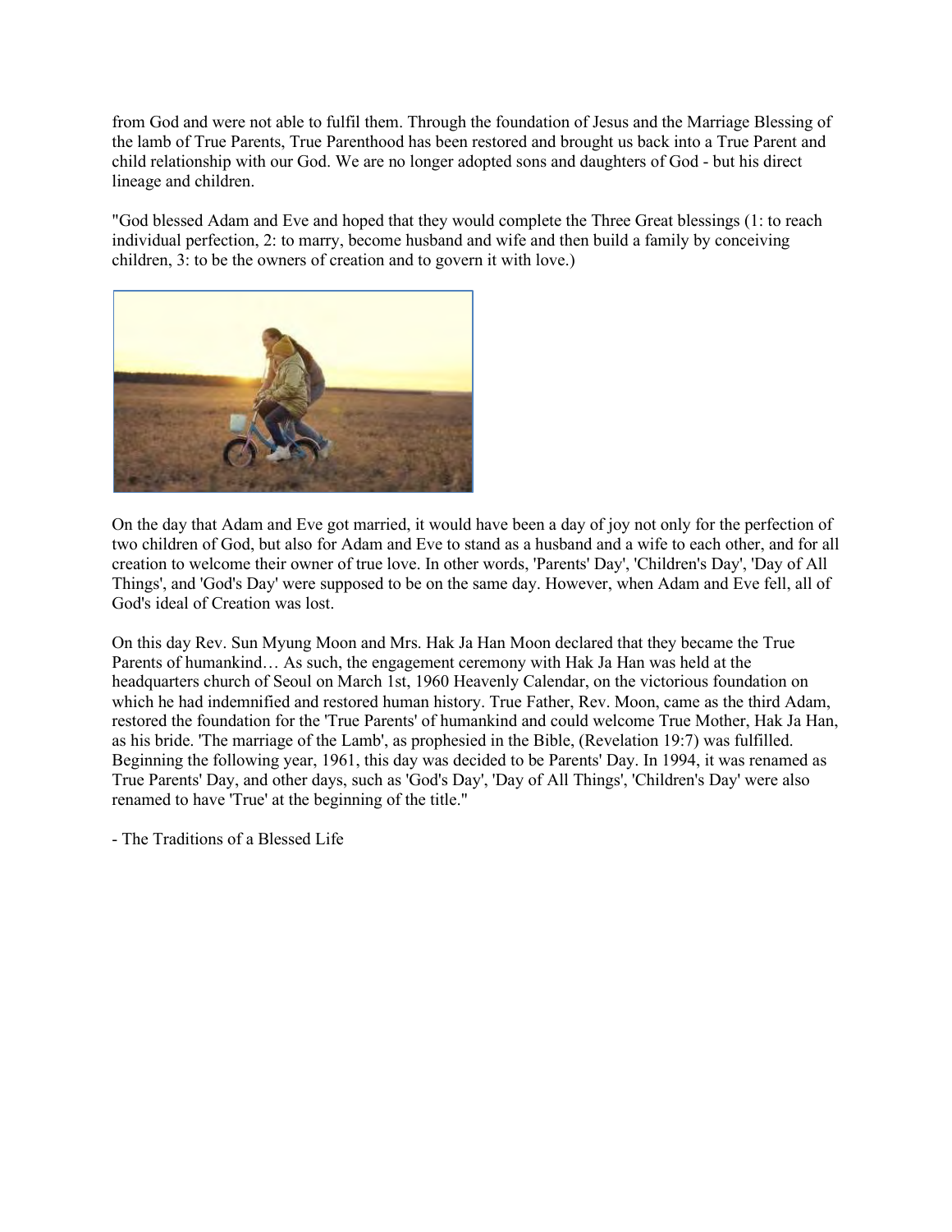from God and were not able to fulfil them. Through the foundation of Jesus and the Marriage Blessing of the lamb of True Parents, True Parenthood has been restored and brought us back into a True Parent and child relationship with our God. We are no longer adopted sons and daughters of God - but his direct lineage and children.

"God blessed Adam and Eve and hoped that they would complete the Three Great blessings (1: to reach individual perfection, 2: to marry, become husband and wife and then build a family by conceiving children, 3: to be the owners of creation and to govern it with love.)

On the day that Adam and Eve got married, it would have been a day of joy not only for the perfection of two children of God, but also for Adam and Eve to stand as a husband and a wife to each other, and for all creation to welcome their owner of true love. In other words, 'Parents' Day', 'Children's Day', 'Day of All Things', and 'God's Day' were supposed to be on the same day. However, when Adam and Eve fell, all of God's ideal of Creation was lost.

On this day Rev. Sun Myung Moon and Mrs. Hak Ja Han Moon declared that they became the True Parents of humankind… As such, the engagement ceremony with Hak Ja Han was held at the headquarters church of Seoul on March 1st, 1960 Heavenly Calendar, on the victorious foundation on which he had indemnified and restored human history. True Father, Rev. Moon, came as the third Adam, restored the foundation for the 'True Parents' of humankind and could welcome True Mother, Hak Ja Han, as his bride. 'The marriage of the Lamb', as prophesied in the Bible, (Revelation 19:7) was fulfilled. Beginning the following year, 1961, this day was decided to be Parents' Day. In 1994, it was renamed as True Parents' Day, and other days, such as 'God's Day', 'Day of All Things', 'Children's Day' were also renamed to have 'True' at the beginning of the title."

- The Traditions of a Blessed Life